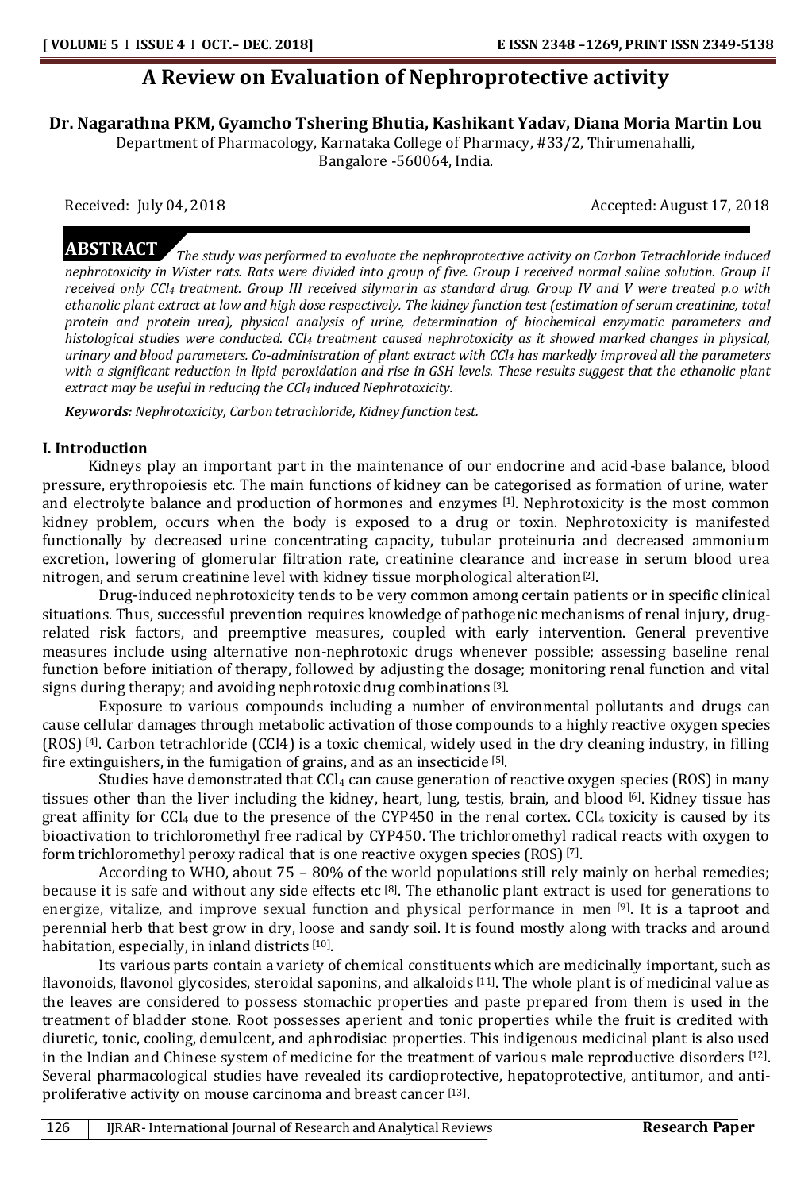# A Review on Evaluation of Nephroprotective activity

**Dr. Nagarathna PKM, Gyamcho Tshering Bhutia, Kashikant Yadav, Diana Moria Martin Lou**

Department of Pharmacology, Karnataka College of Pharmacy, #33/2, Thirumenahalli, Bangalore -560064, India.

Received: July 04, 2018 Accepted: August 17, 2018

**ABSTRACT** *The study was performed to evaluate the nephroprotective activity on Carbon Tetrachloride induced nephrotoxicity in Wister rats. Rats were divided into group of five. Group I received normal saline solution. Group II received only $CCl_4$ treatment. Group III received silymarin as standard drug. Group IV and V were treated p.o with ethanolic plant extract at low and high dose respectively. The kidney function test (estimation of serum creatinine, total protein and protein urea), physical analysis of urine, determination of biochemical enzymatic parameters and histological studies were conducted. $CCl_4$ treatment caused nephrotoxicity as it showed marked changes in physical, urinary and blood parameters. Co-administration of plant extract with $CCl_4$ has markedly improved all the parameters with a significant reduction in lipid peroxidation and rise in GSH levels. These results suggest that the ethanolic plant extract may be useful in reducing the $CCl_4$ induced Nephrotoxicity.*

***Keywords:*** *Nephrotoxicity, Carbon tetrachloride, Kidney function test.*

## I. Introduction

Kidneys play an important part in the maintenance of our endocrine and acid-base balance, blood pressure, erythropoiesis etc. The main functions of kidney can be categorised as formation of urine, water and electrolyte balance and production of hormones and enzymes [1]. Nephrotoxicity is the most common kidney problem, occurs when the body is exposed to a drug or toxin. Nephrotoxicity is manifested functionally by decreased urine concentrating capacity, tubular proteinuria and decreased ammonium excretion, lowering of glomerular filtration rate, creatinine clearance and increase in serum blood urea nitrogen, and serum creatinine level with kidney tissue morphological alteration [2].

Drug-induced nephrotoxicity tends to be very common among certain patients or in specific clinical situations. Thus, successful prevention requires knowledge of pathogenic mechanisms of renal injury, drug-related risk factors, and preemptive measures, coupled with early intervention. General preventive measures include using alternative non-nephrotoxic drugs whenever possible; assessing baseline renal function before initiation of therapy, followed by adjusting the dosage; monitoring renal function and vital signs during therapy; and avoiding nephrotoxic drug combinations [3].

Exposure to various compounds including a number of environmental pollutants and drugs can cause cellular damages through metabolic activation of those compounds to a highly reactive oxygen species (ROS) [4]. Carbon tetrachloride ($CCl_4$) is a toxic chemical, widely used in the dry cleaning industry, in filling fire extinguishers, in the fumigation of grains, and as an insecticide [5].

Studies have demonstrated that $CCl_4$ can cause generation of reactive oxygen species (ROS) in many tissues other than the liver including the kidney, heart, lung, testis, brain, and blood [6]. Kidney tissue has great affinity for $CCl_4$ due to the presence of the CYP450 in the renal cortex. $CCl_4$ toxicity is caused by its bioactivation to trichloromethyl free radical by CYP450. The trichloromethyl radical reacts with oxygen to form trichloromethyl peroxy radical that is one reactive oxygen species (ROS) [7].

According to WHO, about 75 – 80% of the world populations still rely mainly on herbal remedies; because it is safe and without any side effects etc [8]. The ethanolic plant extract is used for generations to energize, vitalize, and improve sexual function and physical performance in men [9]. It is a taproot and perennial herb that best grow in dry, loose and sandy soil. It is found mostly along with tracks and around habitation, especially, in inland districts [10].

Its various parts contain a variety of chemical constituents which are medicinally important, such as flavonoids, flavonol glycosides, steroidal saponins, and alkaloids [11]. The whole plant is of medicinal value as the leaves are considered to possess stomachic properties and paste prepared from them is used in the treatment of bladder stone. Root possesses aperient and tonic properties while the fruit is credited with diuretic, tonic, cooling, demulcent, and aphrodisiac properties. This indigenous medicinal plant is also used in the Indian and Chinese system of medicine for the treatment of various male reproductive disorders [12]. Several pharmacological studies have revealed its cardioprotective, hepatoprotective, antitumor, and anti-proliferative activity on mouse carcinoma and breast cancer [13].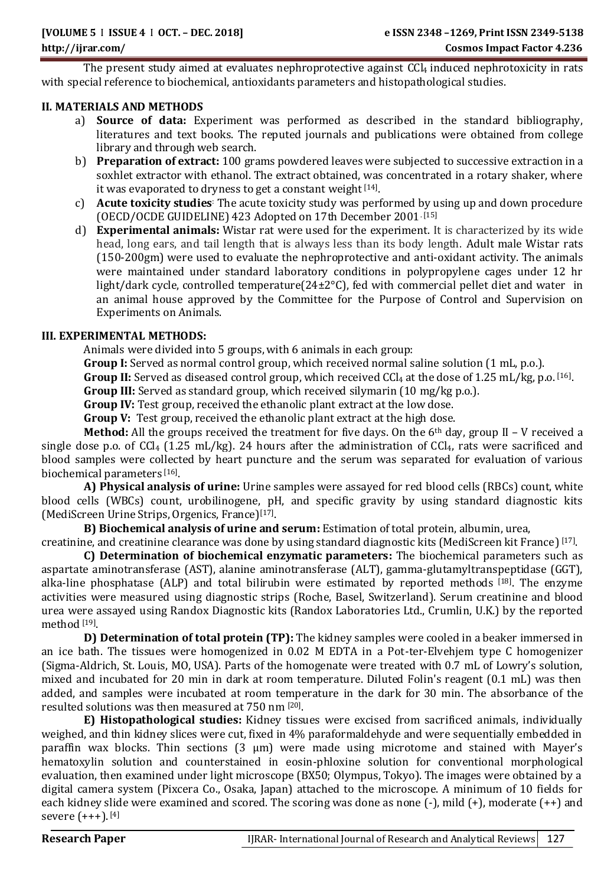The present study aimed at evaluates nephroprotective against $CCl_4$ induced nephrotoxicity in rats with special reference to biochemical, antioxidants parameters and histopathological studies.

## II. MATERIALS AND METHODS

a) **Source of data:** Experiment was performed as described in the standard bibliography, literatures and text books. The reputed journals and publications were obtained from college library and through web search.

b) **Preparation of extract:** 100 grams powdered leaves were subjected to successive extraction in a soxhlet extractor with ethanol. The extract obtained, was concentrated in a rotary shaker, where it was evaporated to dryness to get a constant weight [14].

c) **Acute toxicity studies**: The acute toxicity study was performed by using up and down procedure (OECD/OCDE GUIDELINE) 423 Adopted on 17th December 2001. [15]

d) **Experimental animals:** Wistar rat were used for the experiment. It is characterized by its wide head, long ears, and tail length that is always less than its body length. Adult male Wistar rats (150-200gm) were used to evaluate the nephroprotective and anti-oxidant activity. The animals were maintained under standard laboratory conditions in polypropylene cages under 12 hr light/dark cycle, controlled temperature(24±2°C), fed with commercial pellet diet and water in an animal house approved by the Committee for the Purpose of Control and Supervision on Experiments on Animals.

## III. EXPERIMENTAL METHODS:

Animals were divided into 5 groups, with 6 animals in each group:

**Group I:** Served as normal control group, which received normal saline solution (1 mL, p.o.).

**Group II:** Served as diseased control group, which received $CCl_4$ at the dose of 1.25 mL/kg, p.o. [16].

**Group III:** Served as standard group, which received silymarin (10 mg/kg p.o.).

**Group IV:** Test group, received the ethanolic plant extract at the low dose.

**Group V:** Test group, received the ethanolic plant extract at the high dose.

**Method:** All the groups received the treatment for five days. On the 6th day, group II – V received a single dose p.o. of $CCl_4$ (1.25 mL/kg). 24 hours after the administration of $CCl_4$, rats were sacrificed and blood samples were collected by heart puncture and the serum was separated for evaluation of various biochemical parameters [16].

**A) Physical analysis of urine:** Urine samples were assayed for red blood cells (RBCs) count, white blood cells (WBCs) count, urobilinogene, pH, and specific gravity by using standard diagnostic kits (MediScreen Urine Strips, Orgenics, France)[17].

**B) Biochemical analysis of urine and serum:** Estimation of total protein, albumin, urea, creatinine, and creatinine clearance was done by using standard diagnostic kits (MediScreen kit France) [17].

**C) Determination of biochemical enzymatic parameters:** The biochemical parameters such as aspartate aminotransferase (AST), alanine aminotransferase (ALT), gamma-glutamyltranspeptidase (GGT), alka-line phosphatase (ALP) and total bilirubin were estimated by reported methods [18]. The enzyme activities were measured using diagnostic strips (Roche, Basel, Switzerland). Serum creatinine and blood urea were assayed using Randox Diagnostic kits (Randox Laboratories Ltd., Crumlin, U.K.) by the reported method [19].

**D) Determination of total protein (TP):** The kidney samples were cooled in a beaker immersed in an ice bath. The tissues were homogenized in 0.02 M EDTA in a Pot-ter-Elvehjem type C homogenizer (Sigma-Aldrich, St. Louis, MO, USA). Parts of the homogenate were treated with 0.7 mL of Lowry's solution, mixed and incubated for 20 min in dark at room temperature. Diluted Folin's reagent (0.1 mL) was then added, and samples were incubated at room temperature in the dark for 30 min. The absorbance of the resulted solutions was then measured at 750 nm [20].

**E) Histopathological studies:** Kidney tissues were excised from sacrificed animals, individually weighed, and thin kidney slices were cut, fixed in 4% paraformaldehyde and were sequentially embedded in paraffin wax blocks. Thin sections (3 μm) were made using microtome and stained with Mayer's hematoxylin solution and counterstained in eosin-phloxine solution for conventional morphological evaluation, then examined under light microscope (BX50; Olympus, Tokyo). The images were obtained by a digital camera system (Pixcera Co., Osaka, Japan) attached to the microscope. A minimum of 10 fields for each kidney slide were examined and scored. The scoring was done as none (-), mild (+), moderate (++) and severe (+++). [4]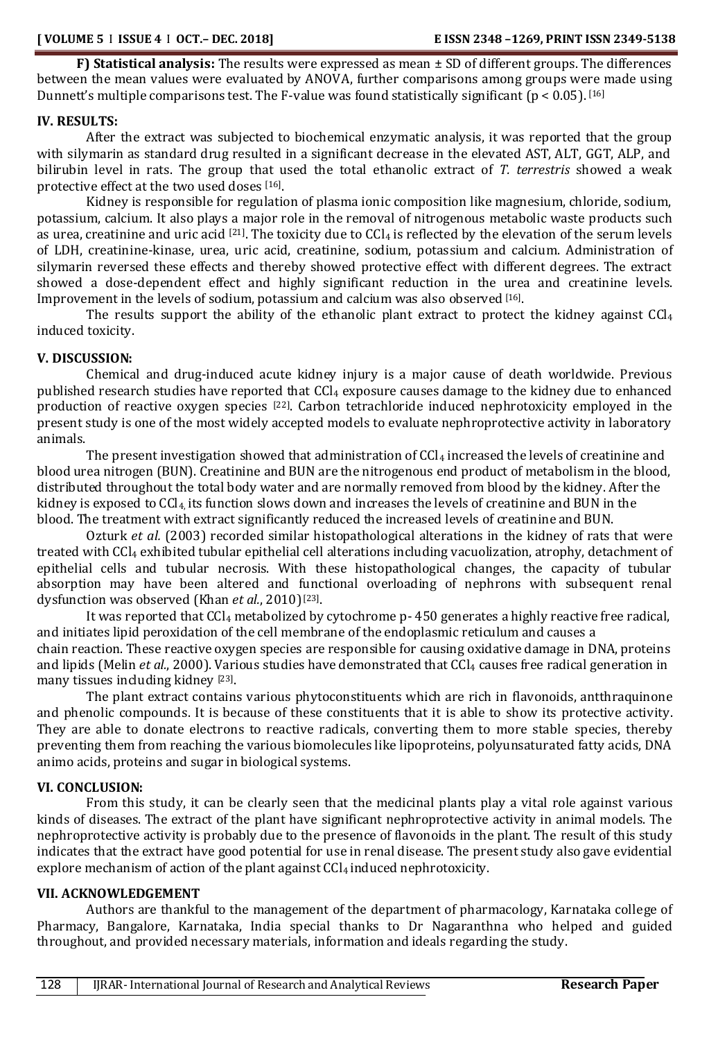**F) Statistical analysis:** The results were expressed as mean ± SD of different groups. The differences between the mean values were evaluated by ANOVA, further comparisons among groups were made using Dunnett's multiple comparisons test. The F-value was found statistically significant ($p < 0.05$). [16]

## IV. RESULTS:

After the extract was subjected to biochemical enzymatic analysis, it was reported that the group with silymarin as standard drug resulted in a significant decrease in the elevated AST, ALT, GGT, ALP, and bilirubin level in rats. The group that used the total ethanolic extract of *T. terrestris* showed a weak protective effect at the two used doses [16].

Kidney is responsible for regulation of plasma ionic composition like magnesium, chloride, sodium, potassium, calcium. It also plays a major role in the removal of nitrogenous metabolic waste products such as urea, creatinine and uric acid [21]. The toxicity due to $CCl_4$ is reflected by the elevation of the serum levels of LDH, creatinine-kinase, urea, uric acid, creatinine, sodium, potassium and calcium. Administration of silymarin reversed these effects and thereby showed protective effect with different degrees. The extract showed a dose-dependent effect and highly significant reduction in the urea and creatinine levels. Improvement in the levels of sodium, potassium and calcium was also observed [16].

The results support the ability of the ethanolic plant extract to protect the kidney against $CCl_4$ induced toxicity.

## V. DISCUSSION:

Chemical and drug-induced acute kidney injury is a major cause of death worldwide. Previous published research studies have reported that $CCl_4$ exposure causes damage to the kidney due to enhanced production of reactive oxygen species [22]. Carbon tetrachloride induced nephrotoxicity employed in the present study is one of the most widely accepted models to evaluate nephroprotective activity in laboratory animals.

The present investigation showed that administration of $CCl_4$ increased the levels of creatinine and blood urea nitrogen (BUN). Creatinine and BUN are the nitrogenous end product of metabolism in the blood, distributed throughout the total body water and are normally removed from blood by the kidney. After the kidney is exposed to $CCl_4$, its function slows down and increases the levels of creatinine and BUN in the blood. The treatment with extract significantly reduced the increased levels of creatinine and BUN.

Ozturk *et al.* (2003) recorded similar histopathological alterations in the kidney of rats that were treated with $CCl_4$ exhibited tubular epithelial cell alterations including vacuolization, atrophy, detachment of epithelial cells and tubular necrosis. With these histopathological changes, the capacity of tubular absorption may have been altered and functional overloading of nephrons with subsequent renal dysfunction was observed (Khan *et al.*, 2010)[23].

It was reported that $CCl_4$ metabolized by cytochrome p- 450 generates a highly reactive free radical, and initiates lipid peroxidation of the cell membrane of the endoplasmic reticulum and causes a chain reaction. These reactive oxygen species are responsible for causing oxidative damage in DNA, proteins and lipids (Melin *et al.*, 2000). Various studies have demonstrated that $CCl_4$ causes free radical generation in many tissues including kidney [23].

The plant extract contains various phytoconstituents which are rich in flavonoids, antthraquinone and phenolic compounds. It is because of these constituents that it is able to show its protective activity. They are able to donate electrons to reactive radicals, converting them to more stable species, thereby preventing them from reaching the various biomolecules like lipoproteins, polyunsaturated fatty acids, DNA animo acids, proteins and sugar in biological systems.

## VI. CONCLUSION:

From this study, it can be clearly seen that the medicinal plants play a vital role against various kinds of diseases. The extract of the plant have significant nephroprotective activity in animal models. The nephroprotective activity is probably due to the presence of flavonoids in the plant. The result of this study indicates that the extract have good potential for use in renal disease. The present study also gave evidential explore mechanism of action of the plant against $CCl_4$ induced nephrotoxicity.

## VII. ACKNOWLEDGEMENT

Authors are thankful to the management of the department of pharmacology, Karnataka college of Pharmacy, Bangalore, Karnataka, India special thanks to Dr Nagaranthna who helped and guided throughout, and provided necessary materials, information and ideals regarding the study.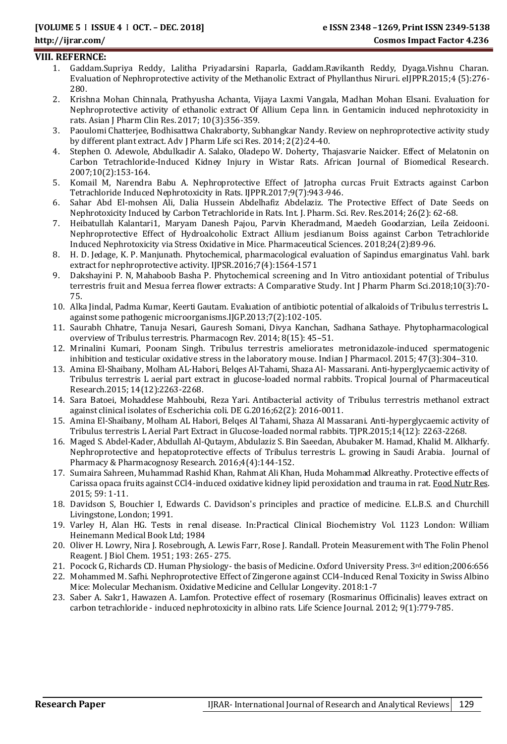## VIII. REFERNCE:

1. Gaddam.Supriya Reddy, Lalitha Priyadarsini Raparla, Gaddam.Ravikanth Reddy, Dyaga.Vishnu Charan. Evaluation of Nephroprotective activity of the Methanolic Extract of Phyllanthus Niruri. eIJPPR.2015;4 (5):276-280.
2. Krishna Mohan Chinnala, Prathyusha Achanta, Vijaya Laxmi Vangala, Madhan Mohan Elsani. Evaluation for Nephroprotective activity of ethanolic extract Of Allium Cepa linn. in Gentamicin induced nephrotoxicity in rats. Asian J Pharm Clin Res. 2017; 10(3):356-359.
3. Paoulomi Chatterjee, Bodhisattwa Chakraborty, Subhangkar Nandy. Review on nephroprotective activity study by different plant extract. Adv J Pharm Life sci Res. 2014; 2(2):24-40.
4. Stephen O. Adewole, Abdulkadir A. Salako, Oladepo W. Doherty, Thajasvarie Naicker. Effect of Melatonin on Carbon Tetrachloride-Induced Kidney Injury in Wistar Rats. African Journal of Biomedical Research. 2007;10(2):153-164.
5. Komail M, Narendra Babu A. Nephroprotective Effect of Jatropha curcas Fruit Extracts against Carbon Tetrachloride Induced Nephrotoxicity in Rats. IJPPR.2017;9(7):943-946.
6. Sahar Abd El-mohsen Ali, Dalia Hussein Abdelhafiz Abdelaziz. The Protective Effect of Date Seeds on Nephrotoxicity Induced by Carbon Tetrachloride in Rats. Int. J. Pharm. Sci. Rev. Res.2014; 26(2): 62-68.
7. Heibatullah Kalantari1, Maryam Danesh Pajou, Parvin Kheradmand, Maedeh Goodarzian, Leila Zeidooni. Nephroprotective Effect of Hydroalcoholic Extract Allium jesdianum Boiss against Carbon Tetrachloride Induced Nephrotoxicity via Stress Oxidative in Mice. Pharmaceutical Sciences. 2018;24(2):89-96.
8. H. D. Jedage, K. P. Manjunath. Phytochemical, pharmacological evaluation of Sapindus emarginatus Vahl. bark extract for nephroprotective activity. IJPSR.2016;7(4):1564-1571
9. Dakshayini P. N, Mahaboob Basha P. Phytochemical screening and In Vitro antioxidant potential of Tribulus terrestris fruit and Mesua ferrea flower extracts: A Comparative Study. Int J Pharm Pharm Sci.2018;10(3):70-75.
10. Alka Jindal, Padma Kumar, Keerti Gautam. Evaluation of antibiotic potential of alkaloids of Tribulus terrestris L. against some pathogenic microorganisms.IJGP.2013;7(2):102-105.
11. Saurabh Chhatre, Tanuja Nesari, Gauresh Somani, Divya Kanchan, Sadhana Sathaye. Phytopharmacological overview of Tribulus terrestris. Pharmacogn Rev. 2014; 8(15): 45–51.
12. Mrinalini Kumari, Poonam Singh. Tribulus terrestris ameliorates metronidazole-induced spermatogenic inhibition and testicular oxidative stress in the laboratory mouse. Indian J Pharmacol. 2015; 47(3):304–310.
13. Amina El-Shaibany, Molham AL-Habori, Belqes Al-Tahami, Shaza Al- Massarani. Anti-hyperglycaemic activity of Tribulus terrestris L aerial part extract in glucose-loaded normal rabbits. Tropical Journal of Pharmaceutical Research.2015; 14(12):2263-2268.
14. Sara Batoei, Mohaddese Mahboubi, Reza Yari. Antibacterial activity of Tribulus terrestris methanol extract against clinical isolates of Escherichia coli. DE G.2016;62(2): 2016-0011.
15. Amina El-Shaibany, Molham AL Habori, Belqes Al Tahami, Shaza Al Massarani. Anti-hyperglycaemic activity of Tribulus terrestris L Aerial Part Extract in Glucose-loaded normal rabbits. TJPR.2015;14(12): 2263-2268.
16. Maged S. Abdel-Kader, Abdullah Al-Qutaym, Abdulaziz S. Bin Saeedan, Abubaker M. Hamad, Khalid M. Alkharfy. Nephroprotective and hepatoprotective effects of Tribulus terrestris L. growing in Saudi Arabia. Journal of Pharmacy & Pharmacognosy Research. 2016;4(4):144-152.
17. Sumaira Sahreen, Muhammad Rashid Khan, Rahmat Ali Khan, Huda Mohammad Alkreathy. Protective effects of Carissa opaca fruits against CCl4-induced oxidative kidney lipid peroxidation and trauma in rat. Food Nutr Res. 2015; 59: 1-11.
18. Davidson S, Bouchier I, Edwards C. Davidson's principles and practice of medicine. E.L.B.S. and Churchill Livingstone, London; 1991.
19. Varley H, Alan HG. Tests in renal disease. In:Practical Clinical Biochemistry Vol. 1123 London: William Heinemann Medical Book Ltd; 1984
20. Oliver H. Lowry, Nira J. Rosebrough, A. Lewis Farr, Rose J. Randall. Protein Measurement with The Folin Phenol Reagent. J Biol Chem. 1951; 193: 265- 275.
21. Pocock G, Richards CD. Human Physiology- the basis of Medicine. Oxford University Press. 3rd edition;2006:656
22. Mohammed M. Safhi. Nephroprotective Effect of Zingerone against CCl4-Induced Renal Toxicity in Swiss Albino Mice: Molecular Mechanism. Oxidative Medicine and Cellular Longevity. 2018:1-7
23. Saber A. Sakr1, Hawazen A. Lamfon. Protective effect of rosemary (Rosmarinus Officinalis) leaves extract on carbon tetrachloride - induced nephrotoxicity in albino rats. Life Science Journal. 2012; 9(1):779-785.